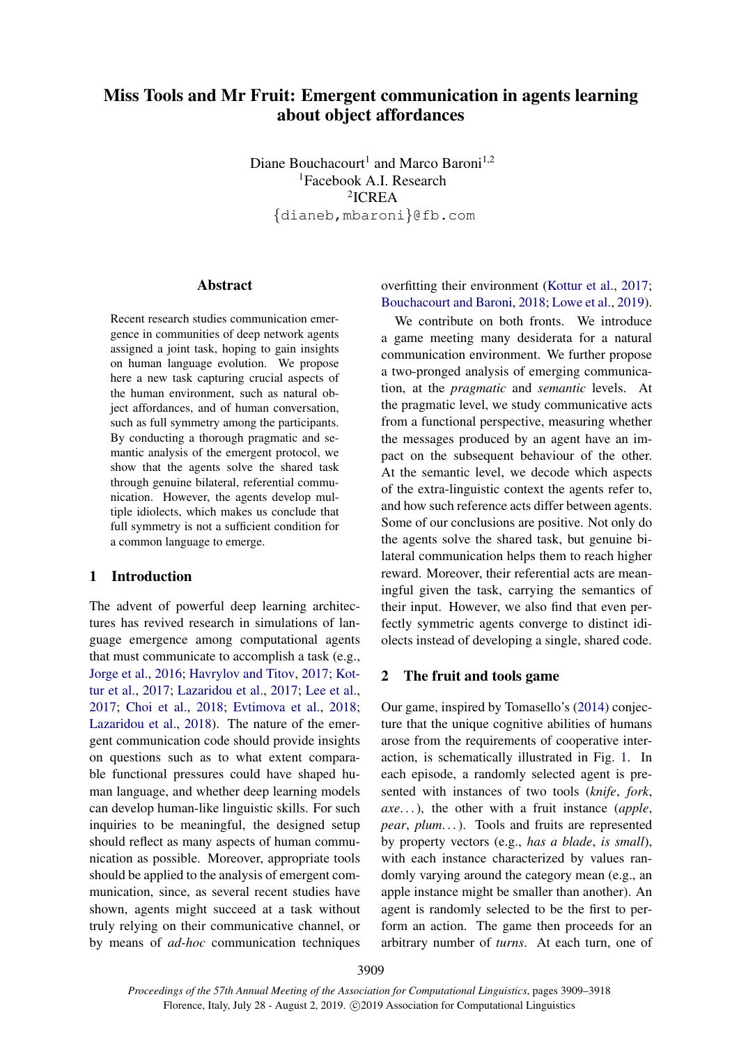# Miss Tools and Mr Fruit: Emergent communication in agents learning about object affordances

Diane Bouchacourt[1] and Marco Baroni[1,2]
[1]Facebook A.I. Research
[2]ICREA
{dianeb,mbaroni}@fb.com

## Abstract

Recent research studies communication emergence in communities of deep network agents assigned a joint task, hoping to gain insights on human language evolution. We propose here a new task capturing crucial aspects of the human environment, such as natural object affordances, and of human conversation, such as full symmetry among the participants. By conducting a thorough pragmatic and semantic analysis of the emergent protocol, we show that the agents solve the shared task through genuine bilateral, referential communication. However, the agents develop multiple idiolects, which makes us conclude that full symmetry is not a sufficient condition for a common language to emerge.

## 1 Introduction

The advent of powerful deep learning architectures has revived research in simulations of language emergence among computational agents that must communicate to accomplish a task (e.g., Jorge et al., 2016; Havrylov and Titov, 2017; Kottur et al., 2017; Lazaridou et al., 2017; Lee et al., 2017; Choi et al., 2018; Evtimova et al., 2018; Lazaridou et al., 2018). The nature of the emergent communication code should provide insights on questions such as to what extent comparable functional pressures could have shaped human language, and whether deep learning models can develop human-like linguistic skills. For such inquiries to be meaningful, the designed setup should reflect as many aspects of human communication as possible. Moreover, appropriate tools should be applied to the analysis of emergent communication, since, as several recent studies have shown, agents might succeed at a task without truly relying on their communicative channel, or by means of *ad-hoc* communication techniques overfitting their environment (Kottur et al., 2017; Bouchacourt and Baroni, 2018; Lowe et al., 2019).

We contribute on both fronts. We introduce a game meeting many desiderata for a natural communication environment. We further propose a two-pronged analysis of emerging communication, at the *pragmatic* and *semantic* levels. At the pragmatic level, we study communicative acts from a functional perspective, measuring whether the messages produced by an agent have an impact on the subsequent behaviour of the other. At the semantic level, we decode which aspects of the extra-linguistic context the agents refer to, and how such reference acts differ between agents. Some of our conclusions are positive. Not only do the agents solve the shared task, but genuine bilateral communication helps them to reach higher reward. Moreover, their referential acts are meaningful given the task, carrying the semantics of their input. However, we also find that even perfectly symmetric agents converge to distinct idiolects instead of developing a single, shared code.

## 2 The fruit and tools game

Our game, inspired by Tomasello's (2014) conjecture that the unique cognitive abilities of humans arose from the requirements of cooperative interaction, is schematically illustrated in Fig. 1. In each episode, a randomly selected agent is presented with instances of two tools (*knife*, *fork*, *axe*...), the other with a fruit instance (*apple*, *pear*, *plum*...). Tools and fruits are represented by property vectors (e.g., *has a blade*, *is small*), with each instance characterized by values randomly varying around the category mean (e.g., an apple instance might be smaller than another). An agent is randomly selected to be the first to perform an action. The game then proceeds for an arbitrary number of *turns*. At each turn, one of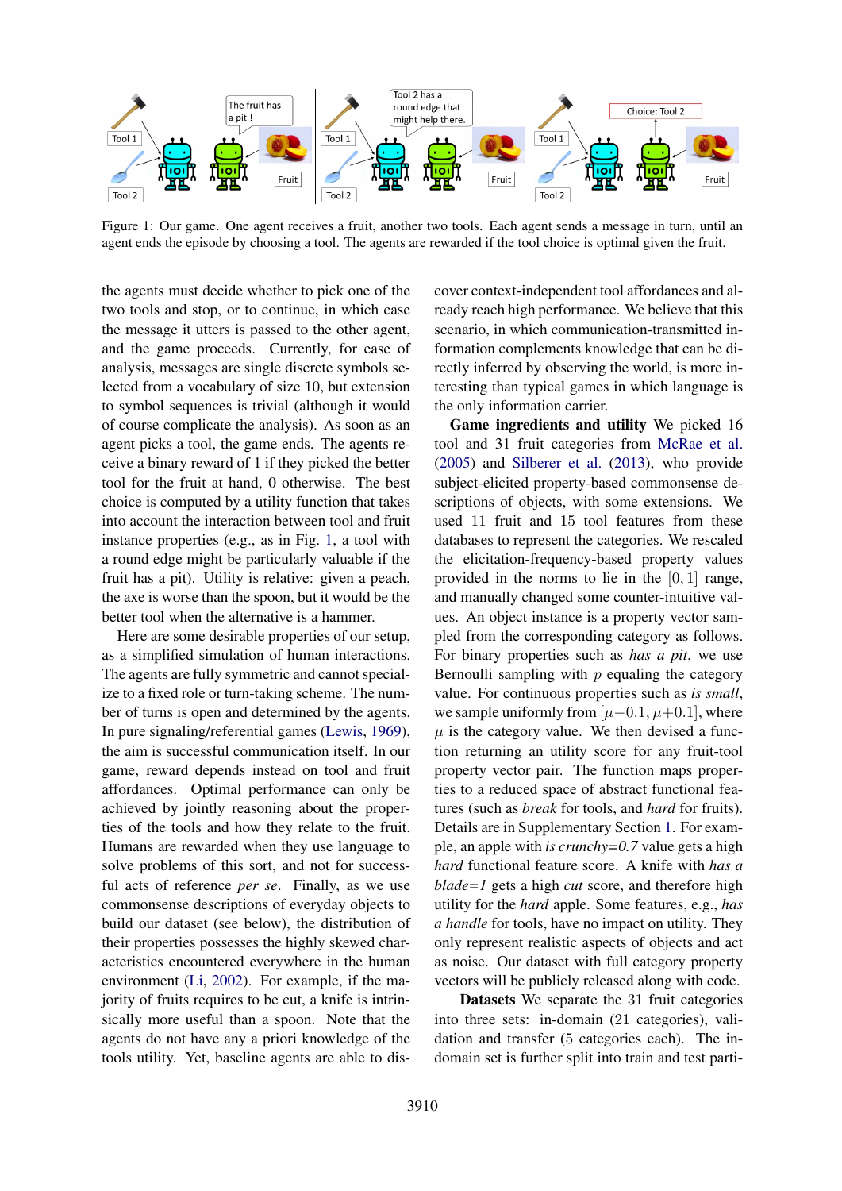Figure 1: Our game. One agent receives a fruit, another two tools. Each agent sends a message in turn, until an agent ends the episode by choosing a tool. The agents are rewarded if the tool choice is optimal given the fruit.

the agents must decide whether to pick one of the two tools and stop, or to continue, in which case the message it utters is passed to the other agent, and the game proceeds. Currently, for ease of analysis, messages are single discrete symbols selected from a vocabulary of size 10, but extension to symbol sequences is trivial (although it would of course complicate the analysis). As soon as an agent picks a tool, the game ends. The agents receive a binary reward of 1 if they picked the better tool for the fruit at hand, 0 otherwise. The best choice is computed by a utility function that takes into account the interaction between tool and fruit instance properties (e.g., as in Fig. 1, a tool with a round edge might be particularly valuable if the fruit has a pit). Utility is relative: given a peach, the axe is worse than the spoon, but it would be the better tool when the alternative is a hammer.

Here are some desirable properties of our setup, as a simplified simulation of human interactions. The agents are fully symmetric and cannot specialize to a fixed role or turn-taking scheme. The number of turns is open and determined by the agents. In pure signaling/referential games (Lewis, 1969), the aim is successful communication itself. In our game, reward depends instead on tool and fruit affordances. Optimal performance can only be achieved by jointly reasoning about the properties of the tools and how they relate to the fruit. Humans are rewarded when they use language to solve problems of this sort, and not for successful acts of reference *per se*. Finally, as we use commonsense descriptions of everyday objects to build our dataset (see below), the distribution of their properties possesses the highly skewed characteristics encountered everywhere in the human environment (Li, 2002). For example, if the majority of fruits requires to be cut, a knife is intrinsically more useful than a spoon. Note that the agents do not have any a priori knowledge of the tools utility. Yet, baseline agents are able to discover context-independent tool affordances and already reach high performance. We believe that this scenario, in which communication-transmitted information complements knowledge that can be directly inferred by observing the world, is more interesting than typical games in which language is the only information carrier.

**Game ingredients and utility** We picked 16 tool and 31 fruit categories from McRae et al. (2005) and Silberer et al. (2013), who provide subject-elicited property-based commonsense descriptions of objects, with some extensions. We used 11 fruit and 15 tool features from these databases to represent the categories. We rescaled the elicitation-frequency-based property values provided in the norms to lie in the $[0, 1]$ range, and manually changed some counter-intuitive values. An object instance is a property vector sampled from the corresponding category as follows. For binary properties such as *has a pit*, we use Bernoulli sampling with $p$ equaling the category value. For continuous properties such as *is small*, we sample uniformly from $[\mu{-}0.1, \mu{+}0.1]$, where $\mu$ is the category value. We then devised a function returning an utility score for any fruit-tool property vector pair. The function maps properties to a reduced space of abstract functional features (such as *break* for tools, and *hard* for fruits). Details are in Supplementary Section 1. For example, an apple with *is crunchy=0.7* value gets a high *hard* functional feature score. A knife with *has a blade=1* gets a high *cut* score, and therefore high utility for the *hard* apple. Some features, e.g., *has a handle* for tools, have no impact on utility. They only represent realistic aspects of objects and act as noise. Our dataset with full category property vectors will be publicly released along with code.

**Datasets** We separate the 31 fruit categories into three sets: in-domain (21 categories), validation and transfer (5 categories each). The in-domain set is further split into train and test parti-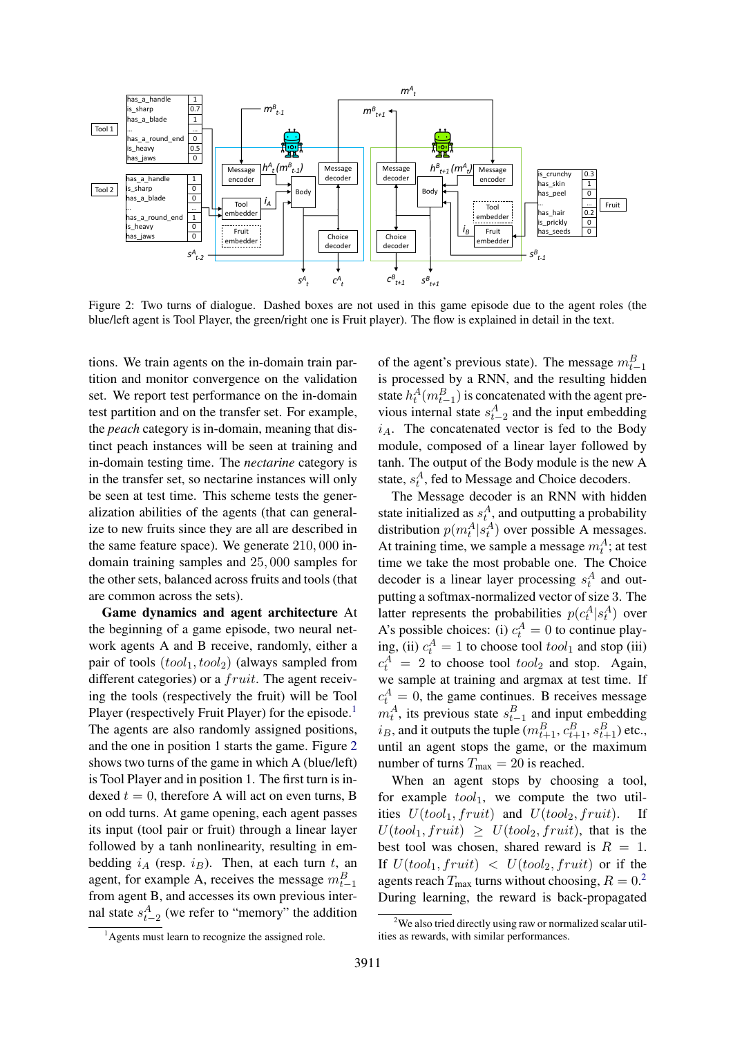Figure 2: Two turns of dialogue. Dashed boxes are not used in this game episode due to the agent roles (the blue/left agent is Tool Player, the green/right one is Fruit player). The flow is explained in detail in the text.

tions. We train agents on the in-domain train partition and monitor convergence on the validation set. We report test performance on the in-domain test partition and on the transfer set. For example, the *peach* category is in-domain, meaning that distinct peach instances will be seen at training and in-domain testing time. The *nectarine* category is in the transfer set, so nectarine instances will only be seen at test time. This scheme tests the generalization abilities of the agents (that can generalize to new fruits since they are all described in the same feature space). We generate $210,000$ in-domain training samples and $25,000$ samples for the other sets, balanced across fruits and tools (that are common across the sets).

**Game dynamics and agent architecture** At the beginning of a game episode, two neural network agents A and B receive, randomly, either a pair of tools $(tool_1, tool_2)$ (always sampled from different categories) or a $fruit$. The agent receiving the tools (respectively the fruit) will be Tool Player (respectively Fruit Player) for the episode.[1] The agents are also randomly assigned positions, and the one in position 1 starts the game. Figure 2 shows two turns of the game in which A (blue/left) is Tool Player and in position 1. The first turn is indexed $t = 0$, therefore A will act on even turns, B on odd turns. At game opening, each agent passes its input (tool pair or fruit) through a linear layer followed by a tanh nonlinearity, resulting in embedding $i_A$ (resp. $i_B$). Then, at each turn $t$, an agent, for example A, receives the message $m^B_{t-1}$ from agent B, and accesses its own previous internal state $s^A_{t-2}$ (we refer to "memory" the addition of the agent's previous state). The message $m^B_{t-1}$ is processed by a RNN, and the resulting hidden state $h^A_t(m^B_{t-1})$ is concatenated with the agent previous internal state $s^A_{t-2}$ and the input embedding $i_A$. The concatenated vector is fed to the Body module, composed of a linear layer followed by tanh. The output of the Body module is the new A state, $s^A_t$, fed to Message and Choice decoders.

The Message decoder is an RNN with hidden state initialized as $s^A_t$, and outputting a probability distribution $p(m^A_t|s^A_t)$ over possible A messages. At training time, we sample a message $m^A_t$; at test time we take the most probable one. The Choice decoder is a linear layer processing $s^A_t$ and outputting a softmax-normalized vector of size 3. The latter represents the probabilities $p(c^A_t|s^A_t)$ over A's possible choices: (i) $c^A_t = 0$ to continue playing, (ii) $c^A_t = 1$ to choose tool $tool_1$ and stop (iii) $c^A_t = 2$ to choose tool $tool_2$ and stop. Again, we sample at training and argmax at test time. If $c^A_t = 0$, the game continues. B receives message $m^A_t$, its previous state $s^B_{t-1}$ and input embedding $i_B$, and it outputs the tuple $(m^B_{t+1}, c^B_{t+1}, s^B_{t+1})$ etc., until an agent stops the game, or the maximum number of turns $T_{\text{max}} = 20$ is reached.

When an agent stops by choosing a tool, for example $tool_1$, we compute the two utilities $U(tool_1, fruit)$ and $U(tool_2, fruit)$. If $U(tool_1, fruit) \geq U(tool_2, fruit)$, that is the best tool was chosen, shared reward is $R = 1$. If $U(tool_1, fruit) < U(tool_2, fruit)$ or if the agents reach $T_{\text{max}}$ turns without choosing, $R = 0$.[2] During learning, the reward is back-propagated

[1] Agents must learn to recognize the assigned role.

[2] We also tried directly using raw or normalized scalar utilities as rewards, with similar performances.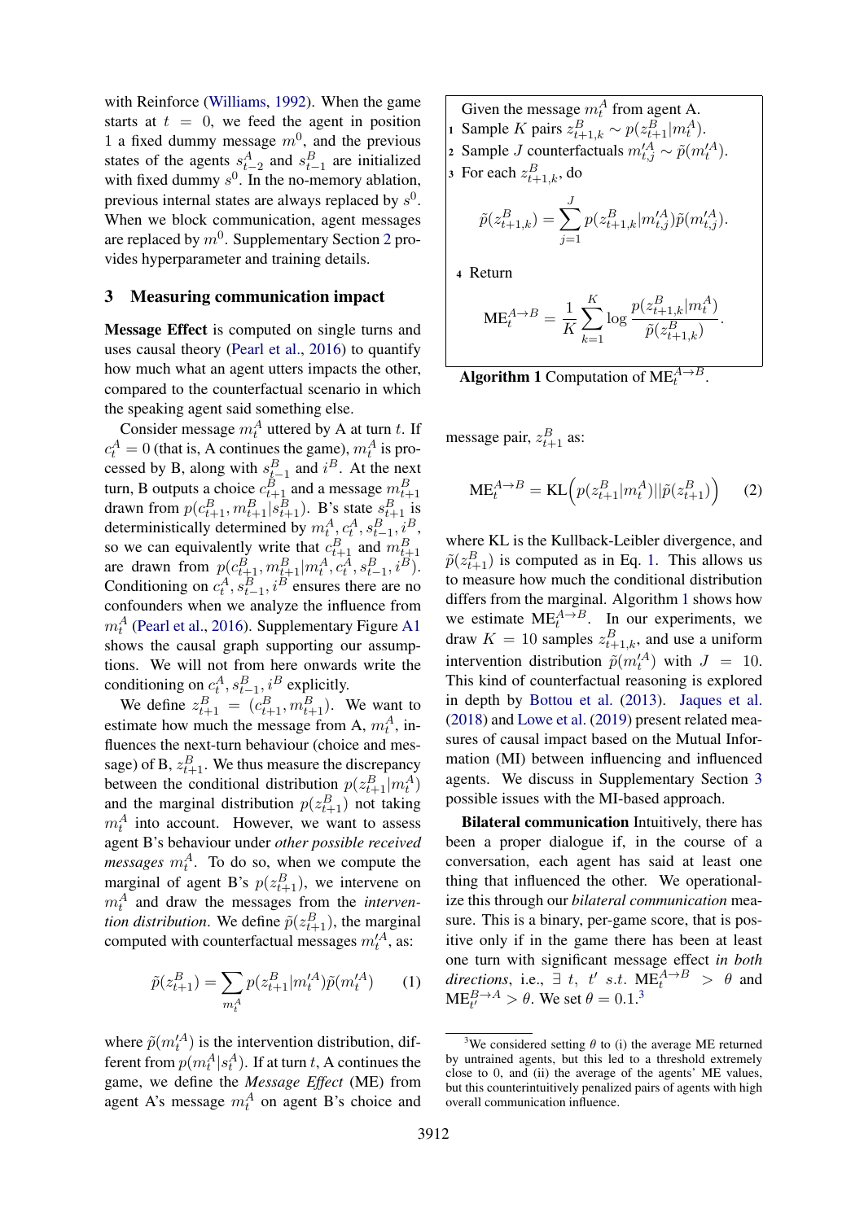with Reinforce (Williams, 1992). When the game starts at $t = 0$, we feed the agent in position 1 a fixed dummy message $m^0$, and the previous states of the agents $s^A_{t-2}$ and $s^B_{t-1}$ are initialized with fixed dummy $s^0$. In the no-memory ablation, previous internal states are always replaced by $s^0$. When we block communication, agent messages are replaced by $m^0$. Supplementary Section 2 provides hyperparameter and training details.

## 3 Measuring communication impact

**Message Effect** is computed on single turns and uses causal theory (Pearl et al., 2016) to quantify how much what an agent utters impacts the other, compared to the counterfactual scenario in which the speaking agent said something else.

Consider message $m^A_t$ uttered by A at turn $t$. If $c^A_t = 0$ (that is, A continues the game), $m^A_t$ is processed by B, along with $s^B_{t-1}$ and $i^B$. At the next turn, B outputs a choice $c^B_{t+1}$ and a message $m^B_{t+1}$ drawn from $p(c^B_{t+1}, m^B_{t+1}|s^B_{t+1})$. B's state $s^B_{t+1}$ is deterministically determined by $m^A_t, c^A_t, s^B_{t-1}, i^B$, so we can equivalently write that $c^B_{t+1}$ and $m^B_{t+1}$ are drawn from $p(c^B_{t+1}, m^B_{t+1}|m^A_t, c^A_t, s^B_{t-1}, i^B)$. Conditioning on $c^A_t, s^B_{t-1}, i^B$ ensures there are no confounders when we analyze the influence from $m^A_t$ (Pearl et al., 2016). Supplementary Figure A1 shows the causal graph supporting our assumptions. We will not from here onwards write the conditioning on $c^A_t, s^B_{t-1}, i^B$ explicitly.

We define $z^B_{t+1} = (c^B_{t+1}, m^B_{t+1})$. We want to estimate how much the message from A, $m^A_t$, influences the next-turn behaviour (choice and message) of B, $z^B_{t+1}$. We thus measure the discrepancy between the conditional distribution $p(z^B_{t+1}|m^A_t)$ and the marginal distribution $p(z^B_{t+1})$ not taking $m^A_t$ into account. However, we want to assess agent B's behaviour under *other possible received messages* $m^A_t$. To do so, when we compute the marginal of agent B's $p(z^B_{t+1})$, we intervene on $m^A_t$ and draw the messages from the *intervention distribution*. We define $\tilde{p}(z^B_{t+1})$, the marginal computed with counterfactual messages $m'^A_t$, as:

$$\tilde{p}(z^B_{t+1}) = \sum_{m^A_t} p(z^B_{t+1}|m'^A_t)\tilde{p}(m'^A_t) \qquad (1)$$

where $\tilde{p}(m'^A_t)$ is the intervention distribution, different from $p(m^A_t|s^A_t)$. If at turn $t$, A continues the game, we define the *Message Effect* (ME) from agent A's message $m^A_t$ on agent B's choice and message pair, $z^B_{t+1}$ as:

$$\text{ME}^{A\to B}_t = \text{KL}\Big(p(z^B_{t+1}|m^A_t)||\tilde{p}(z^B_{t+1})\Big) \qquad (2)$$

where KL is the Kullback-Leibler divergence, and $\tilde{p}(z^B_{t+1})$ is computed as in Eq. 1. This allows us to measure how much the conditional distribution differs from the marginal. Algorithm 1 shows how we estimate $\text{ME}^{A\to B}_t$. In our experiments, we draw $K = 10$ samples $z^B_{t+1,k}$, and use a uniform intervention distribution $\tilde{p}(m'^A_t)$ with $J = 10$. This kind of counterfactual reasoning is explored in depth by Bottou et al. (2013). Jaques et al. (2018) and Lowe et al. (2019) present related measures of causal impact based on the Mutual Information (MI) between influencing and influenced agents. We discuss in Supplementary Section 3 possible issues with the MI-based approach.

> Given the message $m^A_t$ from agent A.
> 1 Sample $K$ pairs $z^B_{t+1,k} \sim p(z^B_{t+1}|m^A_t)$.
> 2 Sample $J$ counterfactuals $m'^A_{t,j} \sim \tilde{p}(m'^A_t)$.
> 3 For each $z^B_{t+1,k}$, do
>
> $$\tilde{p}(z^B_{t+1,k}) = \sum_{j=1}^{J} p(z^B_{t+1,k}|m'^A_{t,j})\tilde{p}(m'^A_{t,j}).$$
>
> 4 Return
>
> $$\text{ME}^{A\to B}_t = \frac{1}{K}\sum_{k=1}^{K} \log \frac{p(z^B_{t+1,k}|m^A_t)}{\tilde{p}(z^B_{t+1,k})}.$$

**Algorithm 1** Computation of $\text{ME}^{A\to B}_t$.

**Bilateral communication** Intuitively, there has been a proper dialogue if, in the course of a conversation, each agent has said at least one thing that influenced the other. We operationalize this through our *bilateral communication* measure. This is a binary, per-game score, that is positive only if in the game there has been at least one turn with significant message effect *in both directions*, i.e., $\exists\ t,\ t'\ s.t.\ \text{ME}^{A\to B}_t > \theta$ and $\text{ME}^{B\to A}_{t'} > \theta$. We set $\theta = 0.1$.[3]

[3]We considered setting $\theta$ to (i) the average ME returned by untrained agents, but this led to a threshold extremely close to 0, and (ii) the average of the agents' ME values, but this counterintuitively penalized pairs of agents with high overall communication influence.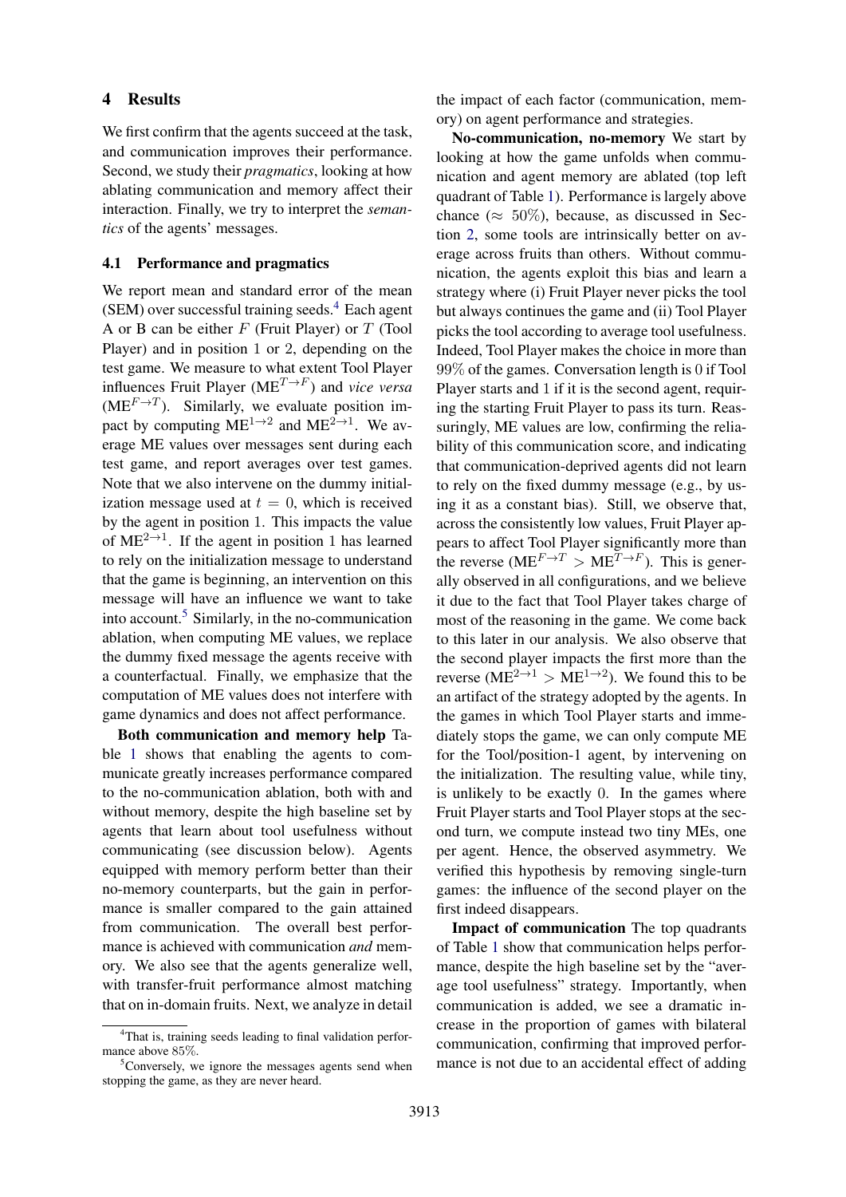## 4 Results

We first confirm that the agents succeed at the task, and communication improves their performance. Second, we study their *pragmatics*, looking at how ablating communication and memory affect their interaction. Finally, we try to interpret the *semantics* of the agents' messages.

### 4.1 Performance and pragmatics

We report mean and standard error of the mean (SEM) over successful training seeds.[4] Each agent A or B can be either $F$ (Fruit Player) or $T$ (Tool Player) and in position 1 or 2, depending on the test game. We measure to what extent Tool Player influences Fruit Player ($\text{ME}^{T\to F}$) and *vice versa* ($\text{ME}^{F\to T}$). Similarly, we evaluate position impact by computing $\text{ME}^{1\to 2}$ and $\text{ME}^{2\to 1}$. We average ME values over messages sent during each test game, and report averages over test games. Note that we also intervene on the dummy initialization message used at $t = 0$, which is received by the agent in position 1. This impacts the value of $\text{ME}^{2\to 1}$. If the agent in position 1 has learned to rely on the initialization message to understand that the game is beginning, an intervention on this message will have an influence we want to take into account.[5] Similarly, in the no-communication ablation, when computing ME values, we replace the dummy fixed message the agents receive with a counterfactual. Finally, we emphasize that the computation of ME values does not interfere with game dynamics and does not affect performance.

**Both communication and memory help** Table 1 shows that enabling the agents to communicate greatly increases performance compared to the no-communication ablation, both with and without memory, despite the high baseline set by agents that learn about tool usefulness without communicating (see discussion below). Agents equipped with memory perform better than their no-memory counterparts, but the gain in performance is smaller compared to the gain attained from communication. The overall best performance is achieved with communication *and* memory. We also see that the agents generalize well, with transfer-fruit performance almost matching that on in-domain fruits. Next, we analyze in detail the impact of each factor (communication, memory) on agent performance and strategies.

**No-communication, no-memory** We start by looking at how the game unfolds when communication and agent memory are ablated (top left quadrant of Table 1). Performance is largely above chance ($\approx 50\%$), because, as discussed in Section 2, some tools are intrinsically better on average across fruits than others. Without communication, the agents exploit this bias and learn a strategy where (i) Fruit Player never picks the tool but always continues the game and (ii) Tool Player picks the tool according to average tool usefulness. Indeed, Tool Player makes the choice in more than $99\%$ of the games. Conversation length is 0 if Tool Player starts and 1 if it is the second agent, requiring the starting Fruit Player to pass its turn. Reassuringly, ME values are low, confirming the reliability of this communication score, and indicating that communication-deprived agents did not learn to rely on the fixed dummy message (e.g., by using it as a constant bias). Still, we observe that, across the consistently low values, Fruit Player appears to affect Tool Player significantly more than the reverse ($\text{ME}^{F\to T} > \text{ME}^{T\to F}$). This is generally observed in all configurations, and we believe it due to the fact that Tool Player takes charge of most of the reasoning in the game. We come back to this later in our analysis. We also observe that the second player impacts the first more than the reverse ($\text{ME}^{2\to 1} > \text{ME}^{1\to 2}$). We found this to be an artifact of the strategy adopted by the agents. In the games in which Tool Player starts and immediately stops the game, we can only compute ME for the Tool/position-1 agent, by intervening on the initialization. The resulting value, while tiny, is unlikely to be exactly 0. In the games where Fruit Player starts and Tool Player stops at the second turn, we compute instead two tiny MEs, one per agent. Hence, the observed asymmetry. We verified this hypothesis by removing single-turn games: the influence of the second player on the first indeed disappears.

**Impact of communication** The top quadrants of Table 1 show that communication helps performance, despite the high baseline set by the "average tool usefulness" strategy. Importantly, when communication is added, we see a dramatic increase in the proportion of games with bilateral communication, confirming that improved performance is not due to an accidental effect of adding

[4] That is, training seeds leading to final validation performance above $85\%$.

[5] Conversely, we ignore the messages agents send when stopping the game, as they are never heard.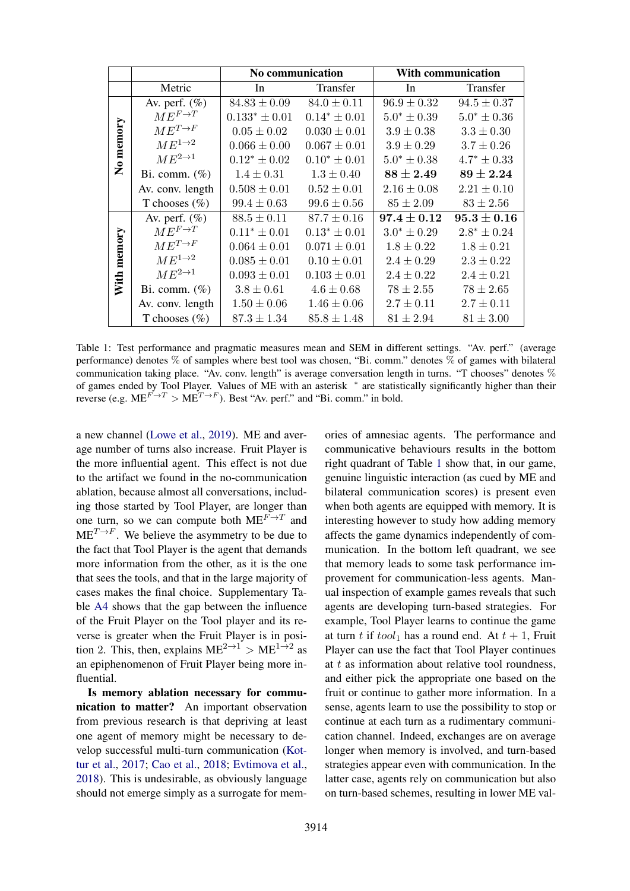| | Metric | No communication | | With communication | |
|---|---|---|---|---|---|
| | | In | Transfer | In | Transfer |
| **No memory** | Av. perf. (%) | $84.83 \pm 0.09$ | $84.0 \pm 0.11$ | $96.9 \pm 0.32$ | $94.5 \pm 0.37$ |
| | $ME^{F \to T}$ | $0.133^* \pm 0.01$ | $0.14^* \pm 0.01$ | $5.0^* \pm 0.39$ | $5.0^* \pm 0.36$ |
| | $ME^{T \to F}$ | $0.05 \pm 0.02$ | $0.030 \pm 0.01$ | $3.9 \pm 0.38$ | $3.3 \pm 0.30$ |
| | $ME^{1 \to 2}$ | $0.066 \pm 0.00$ | $0.067 \pm 0.01$ | $3.9 \pm 0.29$ | $3.7 \pm 0.26$ |
| | $ME^{2 \to 1}$ | $0.12^* \pm 0.02$ | $0.10^* \pm 0.01$ | $5.0^* \pm 0.38$ | $4.7^* \pm 0.33$ |
| | Bi. comm. (%) | $1.4 \pm 0.31$ | $1.3 \pm 0.40$ | $\mathbf{88 \pm 2.49}$ | $\mathbf{89 \pm 2.24}$ |
| | Av. conv. length | $0.508 \pm 0.01$ | $0.52 \pm 0.01$ | $2.16 \pm 0.08$ | $2.21 \pm 0.10$ |
| | T chooses (%) | $99.4 \pm 0.63$ | $99.6 \pm 0.56$ | $85 \pm 2.09$ | $83 \pm 2.56$ |
| **With memory** | Av. perf. (%) | $88.5 \pm 0.11$ | $87.7 \pm 0.16$ | $\mathbf{97.4 \pm 0.12}$ | $\mathbf{95.3 \pm 0.16}$ |
| | $ME^{F \to T}$ | $0.11^* \pm 0.01$ | $0.13^* \pm 0.01$ | $3.0^* \pm 0.29$ | $2.8^* \pm 0.24$ |
| | $ME^{T \to F}$ | $0.064 \pm 0.01$ | $0.071 \pm 0.01$ | $1.8 \pm 0.22$ | $1.8 \pm 0.21$ |
| | $ME^{1 \to 2}$ | $0.085 \pm 0.01$ | $0.10 \pm 0.01$ | $2.4 \pm 0.29$ | $2.3 \pm 0.22$ |
| | $ME^{2 \to 1}$ | $0.093 \pm 0.01$ | $0.103 \pm 0.01$ | $2.4 \pm 0.22$ | $2.4 \pm 0.21$ |
| | Bi. comm. (%) | $3.8 \pm 0.61$ | $4.6 \pm 0.68$ | $78 \pm 2.55$ | $78 \pm 2.65$ |
| | Av. conv. length | $1.50 \pm 0.06$ | $1.46 \pm 0.06$ | $2.7 \pm 0.11$ | $2.7 \pm 0.11$ |
| | T chooses (%) | $87.3 \pm 1.34$ | $85.8 \pm 1.48$ | $81 \pm 2.94$ | $81 \pm 3.00$ |

Table 1: Test performance and pragmatic measures mean and SEM in different settings. "Av. perf." (average performance) denotes % of samples where best tool was chosen, "Bi. comm." denotes % of games with bilateral communication taking place. "Av. conv. length" is average conversation length in turns. "T chooses" denotes % of games ended by Tool Player. Values of ME with an asterisk $^*$ are statistically significantly higher than their reverse (e.g. $ME^{F \to T} > ME^{T \to F}$). Best "Av. perf." and "Bi. comm." in bold.

a new channel (Lowe et al., 2019). ME and average number of turns also increase. Fruit Player is the more influential agent. This effect is not due to the artifact we found in the no-communication ablation, because almost all conversations, including those started by Tool Player, are longer than one turn, so we can compute both $ME^{F \to T}$ and $ME^{T \to F}$. We believe the asymmetry to be due to the fact that Tool Player is the agent that demands more information from the other, as it is the one that sees the tools, and that in the large majority of cases makes the final choice. Supplementary Table A4 shows that the gap between the influence of the Fruit Player on the Tool player and its reverse is greater when the Fruit Player is in position 2. This, then, explains $ME^{2 \to 1} > ME^{1 \to 2}$ as an epiphenomenon of Fruit Player being more influential.

**Is memory ablation necessary for communication to matter?** An important observation from previous research is that depriving at least one agent of memory might be necessary to develop successful multi-turn communication (Kottur et al., 2017; Cao et al., 2018; Evtimova et al., 2018). This is undesirable, as obviously language should not emerge simply as a surrogate for memories of amnesiac agents. The performance and communicative behaviours results in the bottom right quadrant of Table 1 show that, in our game, genuine linguistic interaction (as cued by ME and bilateral communication scores) is present even when both agents are equipped with memory. It is interesting however to study how adding memory affects the game dynamics independently of communication. In the bottom left quadrant, we see that memory leads to some task performance improvement for communication-less agents. Manual inspection of example games reveals that such agents are developing turn-based strategies. For example, Tool Player learns to continue the game at turn $t$ if $tool_1$ has a round end. At $t+1$, Fruit Player can use the fact that Tool Player continues at $t$ as information about relative tool roundness, and either pick the appropriate one based on the fruit or continue to gather more information. In a sense, agents learn to use the possibility to stop or continue at each turn as a rudimentary communication channel. Indeed, exchanges are on average longer when memory is involved, and turn-based strategies appear even with communication. In the latter case, agents rely on communication but also on turn-based schemes, resulting in lower ME val-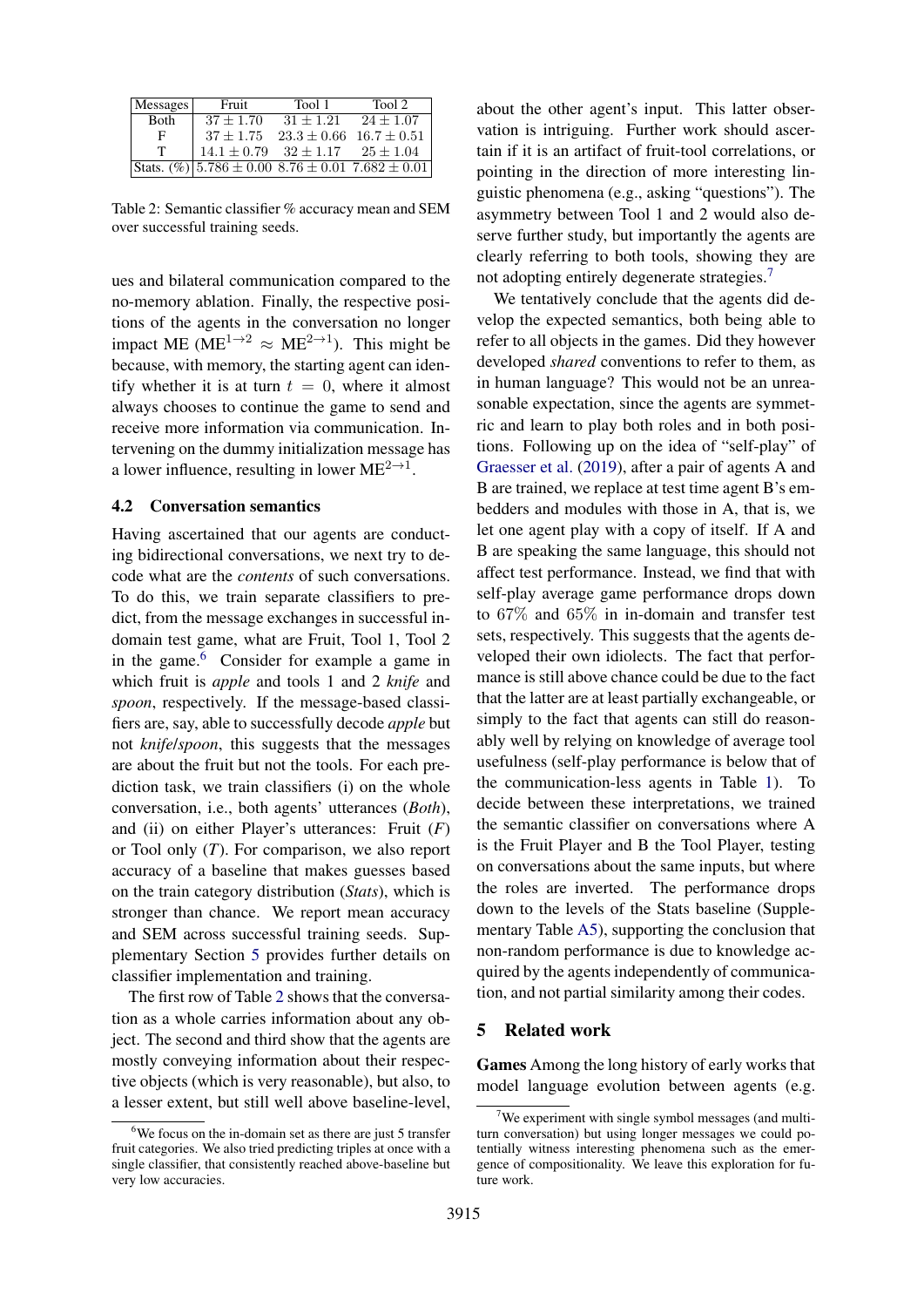| Messages | Fruit | Tool 1 | Tool 2 |
|---|---|---|---|
| Both | $37 \pm 1.70$ | $31 \pm 1.21$ | $24 \pm 1.07$ |
| F | $37 \pm 1.75$ | $23.3 \pm 0.66$ | $16.7 \pm 0.51$ |
| T | $14.1 \pm 0.79$ | $32 \pm 1.17$ | $25 \pm 1.04$ |
| Stats. (%) | $5.786 \pm 0.00$ | $8.76 \pm 0.01$ | $7.682 \pm 0.01$ |

Table 2: Semantic classifier % accuracy mean and SEM over successful training seeds.

ues and bilateral communication compared to the no-memory ablation. Finally, the respective positions of the agents in the conversation no longer impact ME ($\text{ME}^{1\rightarrow 2} \approx \text{ME}^{2\rightarrow 1}$). This might be because, with memory, the starting agent can identify whether it is at turn $t = 0$, where it almost always chooses to continue the game to send and receive more information via communication. Intervening on the dummy initialization message has a lower influence, resulting in lower $\text{ME}^{2\rightarrow 1}$.

### 4.2 Conversation semantics

Having ascertained that our agents are conducting bidirectional conversations, we next try to decode what are the *contents* of such conversations. To do this, we train separate classifiers to predict, from the message exchanges in successful in-domain test game, what are Fruit, Tool 1, Tool 2 in the game.[6] Consider for example a game in which fruit is *apple* and tools 1 and 2 *knife* and *spoon*, respectively. If the message-based classifiers are, say, able to successfully decode *apple* but not *knife*/*spoon*, this suggests that the messages are about the fruit but not the tools. For each prediction task, we train classifiers (i) on the whole conversation, i.e., both agents' utterances (*Both*), and (ii) on either Player's utterances: Fruit (*F*) or Tool only (*T*). For comparison, we also report accuracy of a baseline that makes guesses based on the train category distribution (*Stats*), which is stronger than chance. We report mean accuracy and SEM across successful training seeds. Supplementary Section 5 provides further details on classifier implementation and training.

The first row of Table 2 shows that the conversation as a whole carries information about any object. The second and third show that the agents are mostly conveying information about their respective objects (which is very reasonable), but also, to a lesser extent, but still well above baseline-level, about the other agent's input. This latter observation is intriguing. Further work should ascertain if it is an artifact of fruit-tool correlations, or pointing in the direction of more interesting linguistic phenomena (e.g., asking "questions"). The asymmetry between Tool 1 and 2 would also deserve further study, but importantly the agents are clearly referring to both tools, showing they are not adopting entirely degenerate strategies.[7]

We tentatively conclude that the agents did develop the expected semantics, both being able to refer to all objects in the games. Did they however developed *shared* conventions to refer to them, as in human language? This would not be an unreasonable expectation, since the agents are symmetric and learn to play both roles and in both positions. Following up on the idea of "self-play" of Graesser et al. (2019), after a pair of agents A and B are trained, we replace at test time agent B's embedders and modules with those in A, that is, we let one agent play with a copy of itself. If A and B are speaking the same language, this should not affect test performance. Instead, we find that with self-play average game performance drops down to 67% and 65% in in-domain and transfer test sets, respectively. This suggests that the agents developed their own idiolects. The fact that performance is still above chance could be due to the fact that the latter are at least partially exchangeable, or simply to the fact that agents can still do reasonably well by relying on knowledge of average tool usefulness (self-play performance is below that of the communication-less agents in Table 1). To decide between these interpretations, we trained the semantic classifier on conversations where A is the Fruit Player and B the Tool Player, testing on conversations about the same inputs, but where the roles are inverted. The performance drops down to the levels of the Stats baseline (Supplementary Table A5), supporting the conclusion that non-random performance is due to knowledge acquired by the agents independently of communication, and not partial similarity among their codes.

## 5 Related work

**Games** Among the long history of early works that model language evolution between agents (e.g.

[6] We focus on the in-domain set as there are just 5 transfer fruit categories. We also tried predicting triples at once with a single classifier, that consistently reached above-baseline but very low accuracies.

[7] We experiment with single symbol messages (and multi-turn conversation) but using longer messages we could potentially witness interesting phenomena such as the emergence of compositionality. We leave this exploration for future work.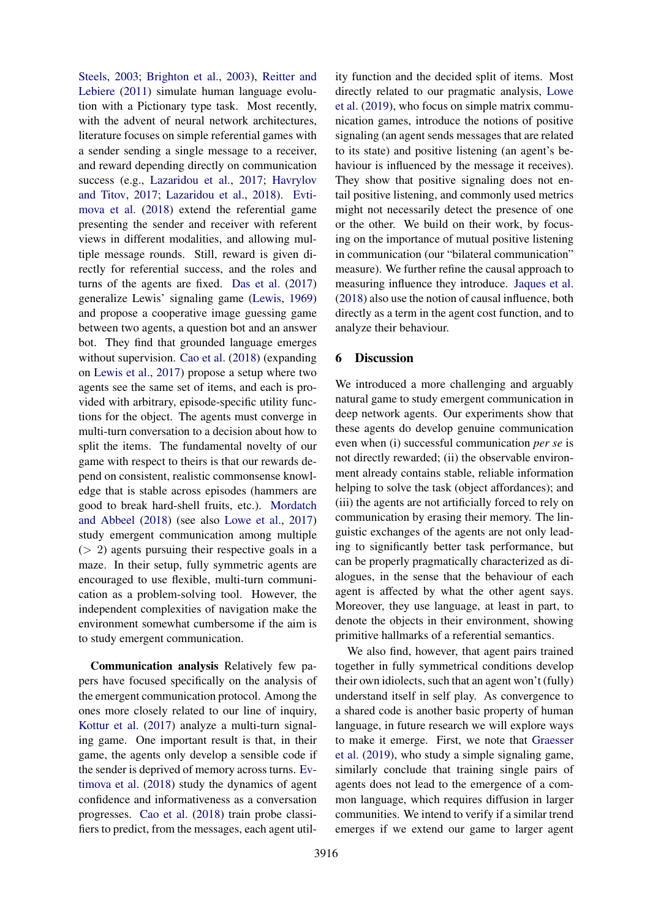Steels, 2003; Brighton et al., 2003), Reitter and Lebiere (2011) simulate human language evolution with a Pictionary type task. Most recently, with the advent of neural network architectures, literature focuses on simple referential games with a sender sending a single message to a receiver, and reward depending directly on communication success (e.g., Lazaridou et al., 2017; Havrylov and Titov, 2017; Lazaridou et al., 2018). Evtimova et al. (2018) extend the referential game presenting the sender and receiver with referent views in different modalities, and allowing multiple message rounds. Still, reward is given directly for referential success, and the roles and turns of the agents are fixed. Das et al. (2017) generalize Lewis' signaling game (Lewis, 1969) and propose a cooperative image guessing game between two agents, a question bot and an answer bot. They find that grounded language emerges without supervision. Cao et al. (2018) (expanding on Lewis et al., 2017) propose a setup where two agents see the same set of items, and each is provided with arbitrary, episode-specific utility functions for the object. The agents must converge in multi-turn conversation to a decision about how to split the items. The fundamental novelty of our game with respect to theirs is that our rewards depend on consistent, realistic commonsense knowledge that is stable across episodes (hammers are good to break hard-shell fruits, etc.). Mordatch and Abbeel (2018) (see also Lowe et al., 2017) study emergent communication among multiple ($> 2$) agents pursuing their respective goals in a maze. In their setup, fully symmetric agents are encouraged to use flexible, multi-turn communication as a problem-solving tool. However, the independent complexities of navigation make the environment somewhat cumbersome if the aim is to study emergent communication.

**Communication analysis** Relatively few papers have focused specifically on the analysis of the emergent communication protocol. Among the ones more closely related to our line of inquiry, Kottur et al. (2017) analyze a multi-turn signaling game. One important result is that, in their game, the agents only develop a sensible code if the sender is deprived of memory across turns. Evtimova et al. (2018) study the dynamics of agent confidence and informativeness as a conversation progresses. Cao et al. (2018) train probe classifiers to predict, from the messages, each agent utility function and the decided split of items. Most directly related to our pragmatic analysis, Lowe et al. (2019), who focus on simple matrix communication games, introduce the notions of positive signaling (an agent sends messages that are related to its state) and positive listening (an agent's behaviour is influenced by the message it receives). They show that positive signaling does not entail positive listening, and commonly used metrics might not necessarily detect the presence of one or the other. We build on their work, by focusing on the importance of mutual positive listening in communication (our "bilateral communication" measure). We further refine the causal approach to measuring influence they introduce. Jaques et al. (2018) also use the notion of causal influence, both directly as a term in the agent cost function, and to analyze their behaviour.

## 6 Discussion

We introduced a more challenging and arguably natural game to study emergent communication in deep network agents. Our experiments show that these agents do develop genuine communication even when (i) successful communication *per se* is not directly rewarded; (ii) the observable environment already contains stable, reliable information helping to solve the task (object affordances); and (iii) the agents are not artificially forced to rely on communication by erasing their memory. The linguistic exchanges of the agents are not only leading to significantly better task performance, but can be properly pragmatically characterized as dialogues, in the sense that the behaviour of each agent is affected by what the other agent says. Moreover, they use language, at least in part, to denote the objects in their environment, showing primitive hallmarks of a referential semantics.

We also find, however, that agent pairs trained together in fully symmetrical conditions develop their own idiolects, such that an agent won't (fully) understand itself in self play. As convergence to a shared code is another basic property of human language, in future research we will explore ways to make it emerge. First, we note that Graesser et al. (2019), who study a simple signaling game, similarly conclude that training single pairs of agents does not lead to the emergence of a common language, which requires diffusion in larger communities. We intend to verify if a similar trend emerges if we extend our game to larger agent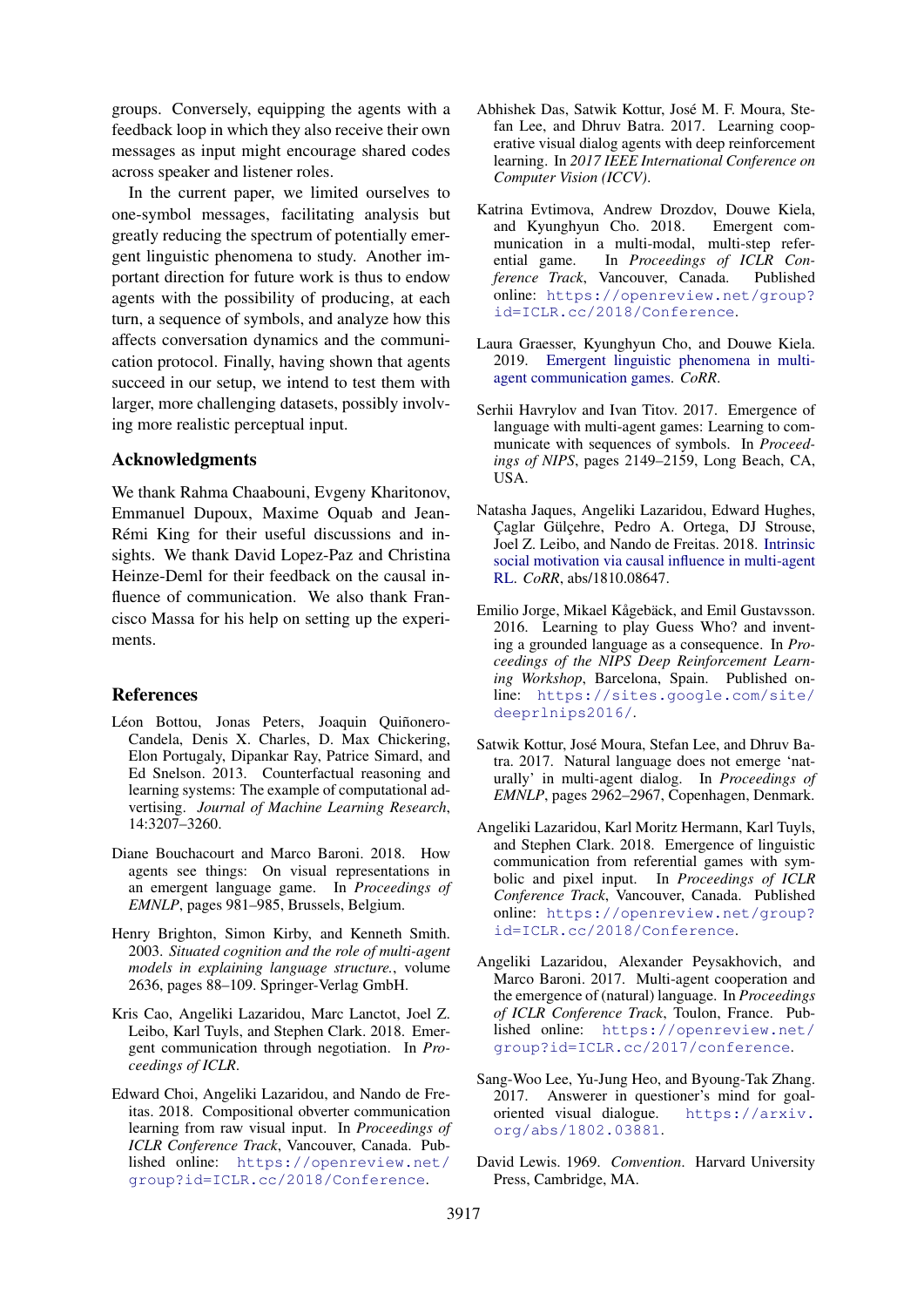groups. Conversely, equipping the agents with a feedback loop in which they also receive their own messages as input might encourage shared codes across speaker and listener roles.

In the current paper, we limited ourselves to one-symbol messages, facilitating analysis but greatly reducing the spectrum of potentially emergent linguistic phenomena to study. Another important direction for future work is thus to endow agents with the possibility of producing, at each turn, a sequence of symbols, and analyze how this affects conversation dynamics and the communication protocol. Finally, having shown that agents succeed in our setup, we intend to test them with larger, more challenging datasets, possibly involving more realistic perceptual input.

## Acknowledgments

We thank Rahma Chaabouni, Evgeny Kharitonov, Emmanuel Dupoux, Maxime Oquab and Jean-Rémi King for their useful discussions and insights. We thank David Lopez-Paz and Christina Heinze-Deml for their feedback on the causal influence of communication. We also thank Francisco Massa for his help on setting up the experiments.

## References

Léon Bottou, Jonas Peters, Joaquin Quiñonero-Candela, Denis X. Charles, D. Max Chickering, Elon Portugaly, Dipankar Ray, Patrice Simard, and Ed Snelson. 2013. Counterfactual reasoning and learning systems: The example of computational advertising. *Journal of Machine Learning Research*, 14:3207–3260.

Diane Bouchacourt and Marco Baroni. 2018. How agents see things: On visual representations in an emergent language game. In *Proceedings of EMNLP*, pages 981–985, Brussels, Belgium.

Henry Brighton, Simon Kirby, and Kenneth Smith. 2003. *Situated cognition and the role of multi-agent models in explaining language structure.*, volume 2636, pages 88–109. Springer-Verlag GmbH.

Kris Cao, Angeliki Lazaridou, Marc Lanctot, Joel Z. Leibo, Karl Tuyls, and Stephen Clark. 2018. Emergent communication through negotiation. In *Proceedings of ICLR*.

Edward Choi, Angeliki Lazaridou, and Nando de Freitas. 2018. Compositional obverter communication learning from raw visual input. In *Proceedings of ICLR Conference Track*, Vancouver, Canada. Published online: https://openreview.net/group?id=ICLR.cc/2018/Conference.

Abhishek Das, Satwik Kottur, José M. F. Moura, Stefan Lee, and Dhruv Batra. 2017. Learning cooperative visual dialog agents with deep reinforcement learning. In *2017 IEEE International Conference on Computer Vision (ICCV)*.

Katrina Evtimova, Andrew Drozdov, Douwe Kiela, and Kyunghyun Cho. 2018. Emergent communication in a multi-modal, multi-step referential game. In *Proceedings of ICLR Conference Track*, Vancouver, Canada. Published online: https://openreview.net/group?id=ICLR.cc/2018/Conference.

Laura Graesser, Kyunghyun Cho, and Douwe Kiela. 2019. Emergent linguistic phenomena in multi-agent communication games. *CoRR*.

Serhii Havrylov and Ivan Titov. 2017. Emergence of language with multi-agent games: Learning to communicate with sequences of symbols. In *Proceedings of NIPS*, pages 2149–2159, Long Beach, CA, USA.

Natasha Jaques, Angeliki Lazaridou, Edward Hughes, Çaglar Gülçehre, Pedro A. Ortega, DJ Strouse, Joel Z. Leibo, and Nando de Freitas. 2018. Intrinsic social motivation via causal influence in multi-agent RL. *CoRR*, abs/1810.08647.

Emilio Jorge, Mikael Kågebäck, and Emil Gustavsson. 2016. Learning to play Guess Who? and inventing a grounded language as a consequence. In *Proceedings of the NIPS Deep Reinforcement Learning Workshop*, Barcelona, Spain. Published online: https://sites.google.com/site/deeprlnips2016/.

Satwik Kottur, José Moura, Stefan Lee, and Dhruv Batra. 2017. Natural language does not emerge 'naturally' in multi-agent dialog. In *Proceedings of EMNLP*, pages 2962–2967, Copenhagen, Denmark.

Angeliki Lazaridou, Karl Moritz Hermann, Karl Tuyls, and Stephen Clark. 2018. Emergence of linguistic communication from referential games with symbolic and pixel input. In *Proceedings of ICLR Conference Track*, Vancouver, Canada. Published online: https://openreview.net/group?id=ICLR.cc/2018/Conference.

Angeliki Lazaridou, Alexander Peysakhovich, and Marco Baroni. 2017. Multi-agent cooperation and the emergence of (natural) language. In *Proceedings of ICLR Conference Track*, Toulon, France. Published online: https://openreview.net/group?id=ICLR.cc/2017/conference.

Sang-Woo Lee, Yu-Jung Heo, and Byoung-Tak Zhang. 2017. Answerer in questioner's mind for goal-oriented visual dialogue. https://arxiv.org/abs/1802.03881.

David Lewis. 1969. *Convention*. Harvard University Press, Cambridge, MA.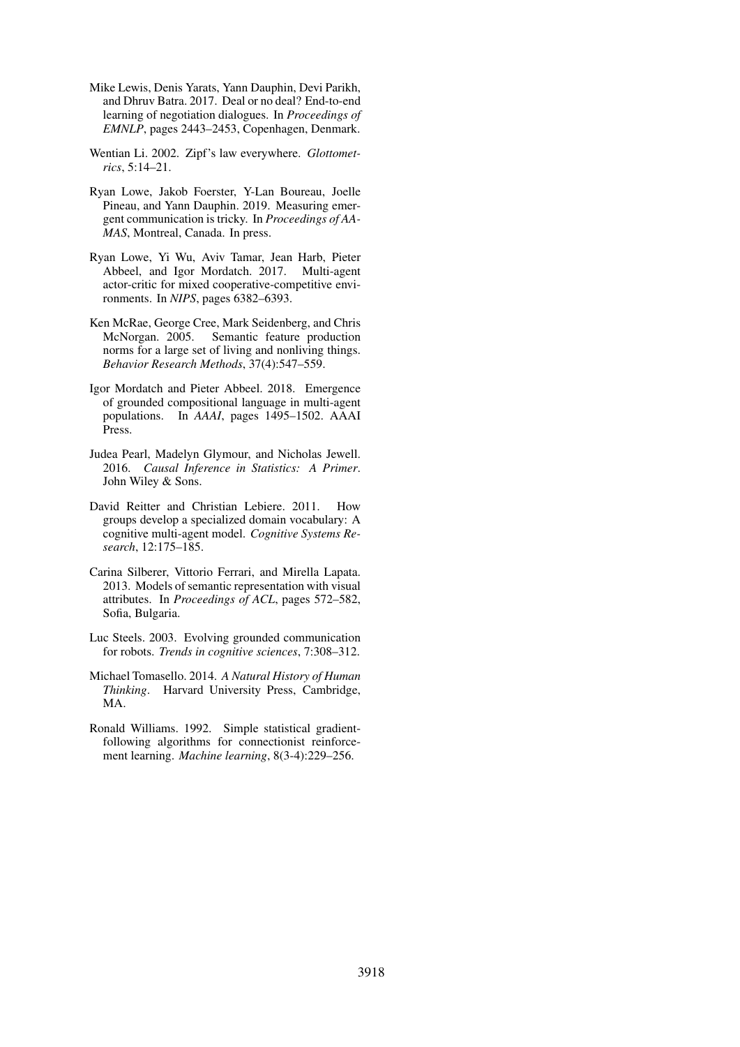Mike Lewis, Denis Yarats, Yann Dauphin, Devi Parikh, and Dhruv Batra. 2017. Deal or no deal? End-to-end learning of negotiation dialogues. In *Proceedings of EMNLP*, pages 2443–2453, Copenhagen, Denmark.

Wentian Li. 2002. Zipf's law everywhere. *Glottometrics*, 5:14–21.

Ryan Lowe, Jakob Foerster, Y-Lan Boureau, Joelle Pineau, and Yann Dauphin. 2019. Measuring emergent communication is tricky. In *Proceedings of AAMAS*, Montreal, Canada. In press.

Ryan Lowe, Yi Wu, Aviv Tamar, Jean Harb, Pieter Abbeel, and Igor Mordatch. 2017. Multi-agent actor-critic for mixed cooperative-competitive environments. In *NIPS*, pages 6382–6393.

Ken McRae, George Cree, Mark Seidenberg, and Chris McNorgan. 2005. Semantic feature production norms for a large set of living and nonliving things. *Behavior Research Methods*, 37(4):547–559.

Igor Mordatch and Pieter Abbeel. 2018. Emergence of grounded compositional language in multi-agent populations. In *AAAI*, pages 1495–1502. AAAI Press.

Judea Pearl, Madelyn Glymour, and Nicholas Jewell. 2016. *Causal Inference in Statistics: A Primer*. John Wiley & Sons.

David Reitter and Christian Lebiere. 2011. How groups develop a specialized domain vocabulary: A cognitive multi-agent model. *Cognitive Systems Research*, 12:175–185.

Carina Silberer, Vittorio Ferrari, and Mirella Lapata. 2013. Models of semantic representation with visual attributes. In *Proceedings of ACL*, pages 572–582, Sofia, Bulgaria.

Luc Steels. 2003. Evolving grounded communication for robots. *Trends in cognitive sciences*, 7:308–312.

Michael Tomasello. 2014. *A Natural History of Human Thinking*. Harvard University Press, Cambridge, MA.

Ronald Williams. 1992. Simple statistical gradient-following algorithms for connectionist reinforcement learning. *Machine learning*, 8(3-4):229–256.